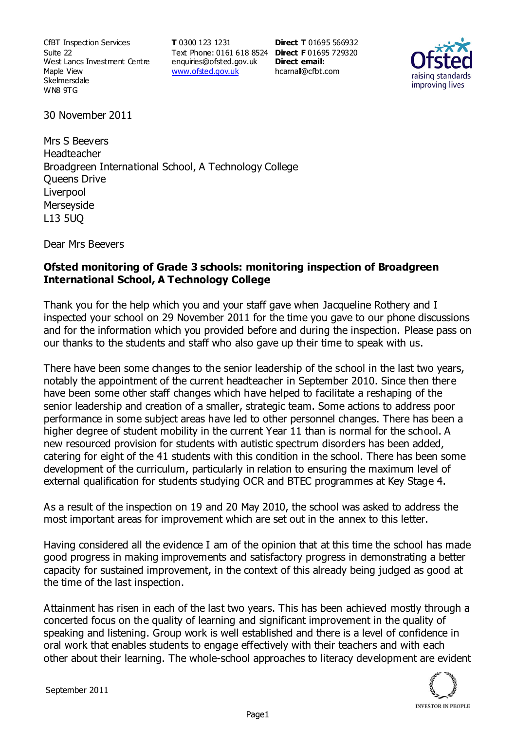CfBT Inspection Services
Suite 22
West Lancs Investment Centre
Maple View
Skelmersdale
WN8 9TG

**T** 0300 123 1231
Text Phone: 0161 618 8524
enquiries@ofsted.gov.uk
www.ofsted.gov.uk

**Direct T** 01695 566932
**Direct F** 01695 729320
**Direct email:**
hcarnall@cfbt.com

30 November 2011

Mrs S Beevers
Headteacher
Broadgreen International School, A Technology College
Queens Drive
Liverpool
Merseyside
L13 5UQ

Dear Mrs Beevers

**Ofsted monitoring of Grade 3 schools: monitoring inspection of Broadgreen International School, A Technology College**

Thank you for the help which you and your staff gave when Jacqueline Rothery and I inspected your school on 29 November 2011 for the time you gave to our phone discussions and for the information which you provided before and during the inspection. Please pass on our thanks to the students and staff who also gave up their time to speak with us.

There have been some changes to the senior leadership of the school in the last two years, notably the appointment of the current headteacher in September 2010. Since then there have been some other staff changes which have helped to facilitate a reshaping of the senior leadership and creation of a smaller, strategic team. Some actions to address poor performance in some subject areas have led to other personnel changes. There has been a higher degree of student mobility in the current Year 11 than is normal for the school. A new resourced provision for students with autistic spectrum disorders has been added, catering for eight of the 41 students with this condition in the school. There has been some development of the curriculum, particularly in relation to ensuring the maximum level of external qualification for students studying OCR and BTEC programmes at Key Stage 4.

As a result of the inspection on 19 and 20 May 2010, the school was asked to address the most important areas for improvement which are set out in the annex to this letter.

Having considered all the evidence I am of the opinion that at this time the school has made good progress in making improvements and satisfactory progress in demonstrating a better capacity for sustained improvement, in the context of this already being judged as good at the time of the last inspection.

Attainment has risen in each of the last two years. This has been achieved mostly through a concerted focus on the quality of learning and significant improvement in the quality of speaking and listening. Group work is well established and there is a level of confidence in oral work that enables students to engage effectively with their teachers and with each other about their learning. The whole-school approaches to literacy development are evident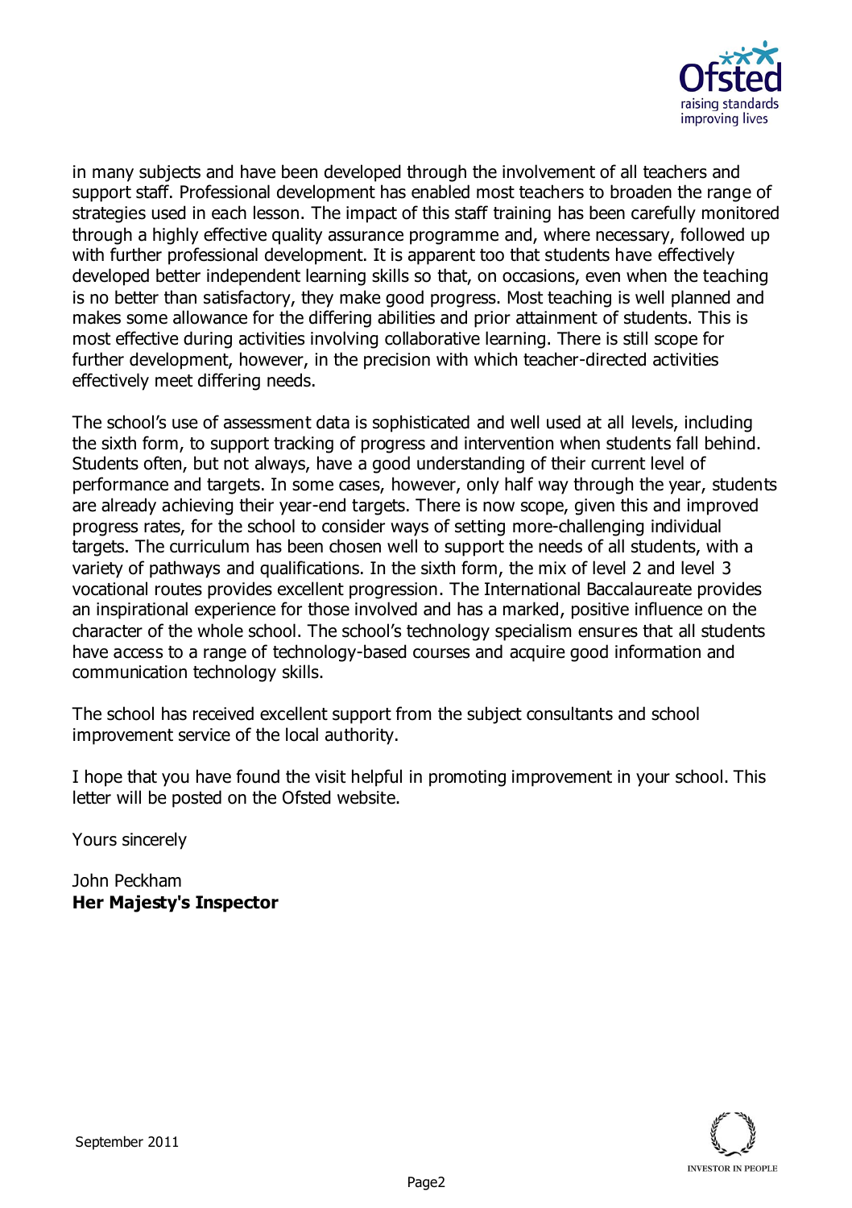in many subjects and have been developed through the involvement of all teachers and support staff. Professional development has enabled most teachers to broaden the range of strategies used in each lesson. The impact of this staff training has been carefully monitored through a highly effective quality assurance programme and, where necessary, followed up with further professional development. It is apparent too that students have effectively developed better independent learning skills so that, on occasions, even when the teaching is no better than satisfactory, they make good progress. Most teaching is well planned and makes some allowance for the differing abilities and prior attainment of students. This is most effective during activities involving collaborative learning. There is still scope for further development, however, in the precision with which teacher-directed activities effectively meet differing needs.

The school's use of assessment data is sophisticated and well used at all levels, including the sixth form, to support tracking of progress and intervention when students fall behind. Students often, but not always, have a good understanding of their current level of performance and targets. In some cases, however, only half way through the year, students are already achieving their year-end targets. There is now scope, given this and improved progress rates, for the school to consider ways of setting more-challenging individual targets. The curriculum has been chosen well to support the needs of all students, with a variety of pathways and qualifications. In the sixth form, the mix of level 2 and level 3 vocational routes provides excellent progression. The International Baccalaureate provides an inspirational experience for those involved and has a marked, positive influence on the character of the whole school. The school's technology specialism ensures that all students have access to a range of technology-based courses and acquire good information and communication technology skills.

The school has received excellent support from the subject consultants and school improvement service of the local authority.

I hope that you have found the visit helpful in promoting improvement in your school. This letter will be posted on the Ofsted website.

Yours sincerely

John Peckham
**Her Majesty's Inspector**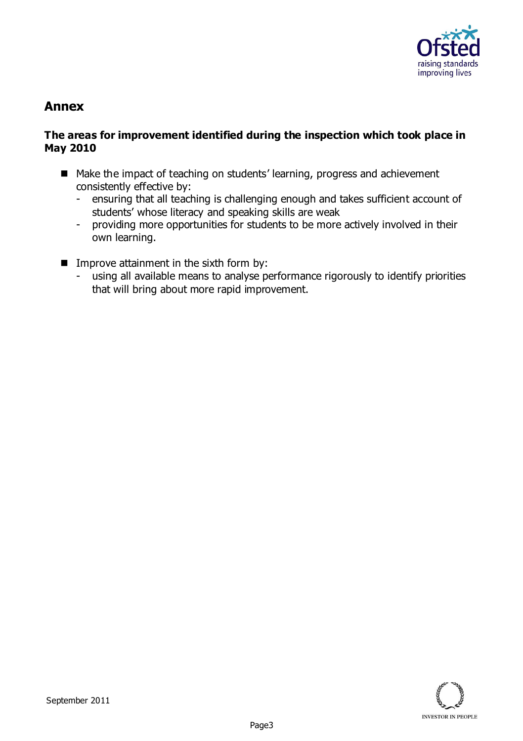## Annex

**The areas for improvement identified during the inspection which took place in May 2010**

- Make the impact of teaching on students' learning, progress and achievement consistently effective by:
  - ensuring that all teaching is challenging enough and takes sufficient account of students' whose literacy and speaking skills are weak
  - providing more opportunities for students to be more actively involved in their own learning.

- Improve attainment in the sixth form by:
  - using all available means to analyse performance rigorously to identify priorities that will bring about more rapid improvement.